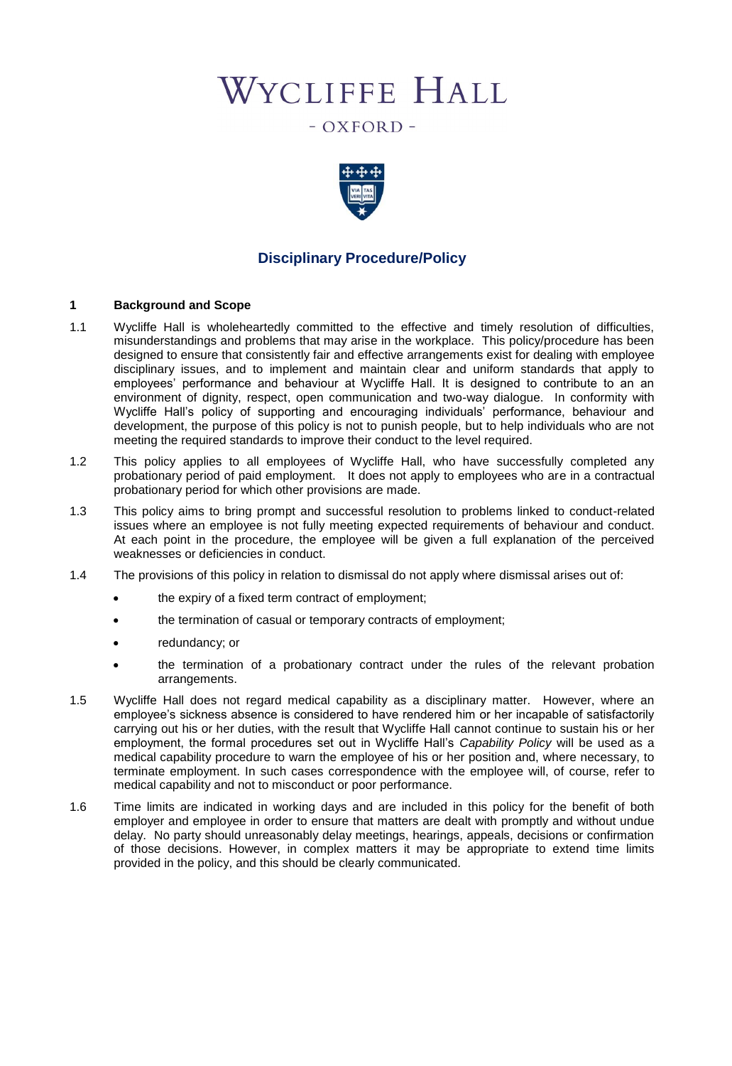# WYCLIFFE HALL

- OXFORD -

## Disciplinary Procedure/Policy

### 1 Background and Scope

1.1 Wycliffe Hall is wholeheartedly committed to the effective and timely resolution of difficulties, misunderstandings and problems that may arise in the workplace. This policy/procedure has been designed to ensure that consistently fair and effective arrangements exist for dealing with employee disciplinary issues, and to implement and maintain clear and uniform standards that apply to employees' performance and behaviour at Wycliffe Hall. It is designed to contribute to an an environment of dignity, respect, open communication and two-way dialogue. In conformity with Wycliffe Hall's policy of supporting and encouraging individuals' performance, behaviour and development, the purpose of this policy is not to punish people, but to help individuals who are not meeting the required standards to improve their conduct to the level required.

1.2 This policy applies to all employees of Wycliffe Hall, who have successfully completed any probationary period of paid employment. It does not apply to employees who are in a contractual probationary period for which other provisions are made.

1.3 This policy aims to bring prompt and successful resolution to problems linked to conduct-related issues where an employee is not fully meeting expected requirements of behaviour and conduct. At each point in the procedure, the employee will be given a full explanation of the perceived weaknesses or deficiencies in conduct.

1.4 The provisions of this policy in relation to dismissal do not apply where dismissal arises out of:

- the expiry of a fixed term contract of employment;
- the termination of casual or temporary contracts of employment;
- redundancy; or
- the termination of a probationary contract under the rules of the relevant probation arrangements.

1.5 Wycliffe Hall does not regard medical capability as a disciplinary matter. However, where an employee's sickness absence is considered to have rendered him or her incapable of satisfactorily carrying out his or her duties, with the result that Wycliffe Hall cannot continue to sustain his or her employment, the formal procedures set out in Wycliffe Hall's *Capability Policy* will be used as a medical capability procedure to warn the employee of his or her position and, where necessary, to terminate employment. In such cases correspondence with the employee will, of course, refer to medical capability and not to misconduct or poor performance.

1.6 Time limits are indicated in working days and are included in this policy for the benefit of both employer and employee in order to ensure that matters are dealt with promptly and without undue delay. No party should unreasonably delay meetings, hearings, appeals, decisions or confirmation of those decisions. However, in complex matters it may be appropriate to extend time limits provided in the policy, and this should be clearly communicated.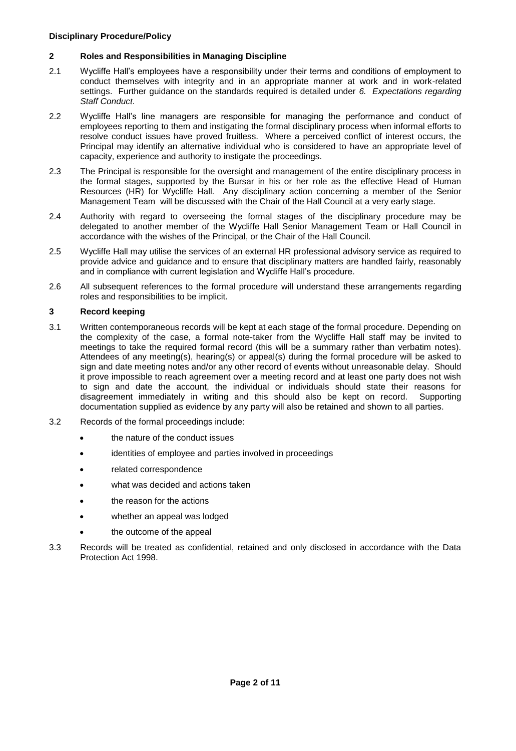**Disciplinary Procedure/Policy**

## 2 Roles and Responsibilities in Managing Discipline

2.1 Wycliffe Hall's employees have a responsibility under their terms and conditions of employment to conduct themselves with integrity and in an appropriate manner at work and in work-related settings. Further guidance on the standards required is detailed under *6. Expectations regarding Staff Conduct*.

2.2 Wycliffe Hall's line managers are responsible for managing the performance and conduct of employees reporting to them and instigating the formal disciplinary process when informal efforts to resolve conduct issues have proved fruitless. Where a perceived conflict of interest occurs, the Principal may identify an alternative individual who is considered to have an appropriate level of capacity, experience and authority to instigate the proceedings.

2.3 The Principal is responsible for the oversight and management of the entire disciplinary process in the formal stages, supported by the Bursar in his or her role as the effective Head of Human Resources (HR) for Wycliffe Hall. Any disciplinary action concerning a member of the Senior Management Team will be discussed with the Chair of the Hall Council at a very early stage.

2.4 Authority with regard to overseeing the formal stages of the disciplinary procedure may be delegated to another member of the Wycliffe Hall Senior Management Team or Hall Council in accordance with the wishes of the Principal, or the Chair of the Hall Council.

2.5 Wycliffe Hall may utilise the services of an external HR professional advisory service as required to provide advice and guidance and to ensure that disciplinary matters are handled fairly, reasonably and in compliance with current legislation and Wycliffe Hall's procedure.

2.6 All subsequent references to the formal procedure will understand these arrangements regarding roles and responsibilities to be implicit.

## 3 Record keeping

3.1 Written contemporaneous records will be kept at each stage of the formal procedure. Depending on the complexity of the case, a formal note-taker from the Wycliffe Hall staff may be invited to meetings to take the required formal record (this will be a summary rather than verbatim notes). Attendees of any meeting(s), hearing(s) or appeal(s) during the formal procedure will be asked to sign and date meeting notes and/or any other record of events without unreasonable delay. Should it prove impossible to reach agreement over a meeting record and at least one party does not wish to sign and date the account, the individual or individuals should state their reasons for disagreement immediately in writing and this should also be kept on record. Supporting documentation supplied as evidence by any party will also be retained and shown to all parties.

3.2 Records of the formal proceedings include:

- the nature of the conduct issues
- identities of employee and parties involved in proceedings
- related correspondence
- what was decided and actions taken
- the reason for the actions
- whether an appeal was lodged
- the outcome of the appeal

3.3 Records will be treated as confidential, retained and only disclosed in accordance with the Data Protection Act 1998.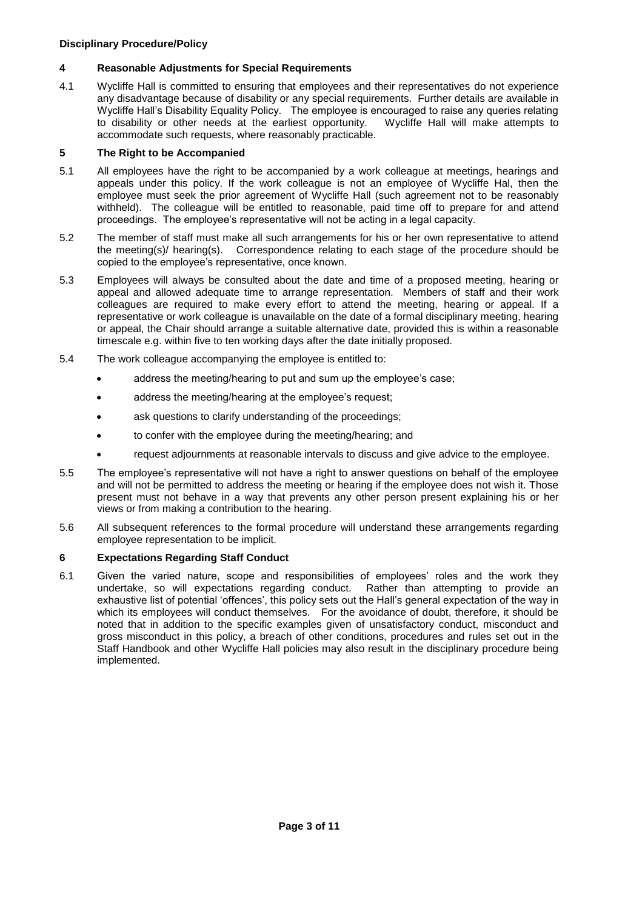## 4 Reasonable Adjustments for Special Requirements

4.1 Wycliffe Hall is committed to ensuring that employees and their representatives do not experience any disadvantage because of disability or any special requirements. Further details are available in Wycliffe Hall's Disability Equality Policy. The employee is encouraged to raise any queries relating to disability or other needs at the earliest opportunity. Wycliffe Hall will make attempts to accommodate such requests, where reasonably practicable.

## 5 The Right to be Accompanied

5.1 All employees have the right to be accompanied by a work colleague at meetings, hearings and appeals under this policy. If the work colleague is not an employee of Wycliffe Hal, then the employee must seek the prior agreement of Wycliffe Hall (such agreement not to be reasonably withheld). The colleague will be entitled to reasonable, paid time off to prepare for and attend proceedings. The employee's representative will not be acting in a legal capacity.

5.2 The member of staff must make all such arrangements for his or her own representative to attend the meeting(s)/ hearing(s). Correspondence relating to each stage of the procedure should be copied to the employee's representative, once known.

5.3 Employees will always be consulted about the date and time of a proposed meeting, hearing or appeal and allowed adequate time to arrange representation. Members of staff and their work colleagues are required to make every effort to attend the meeting, hearing or appeal. If a representative or work colleague is unavailable on the date of a formal disciplinary meeting, hearing or appeal, the Chair should arrange a suitable alternative date, provided this is within a reasonable timescale e.g. within five to ten working days after the date initially proposed.

5.4 The work colleague accompanying the employee is entitled to:

- address the meeting/hearing to put and sum up the employee's case;
- address the meeting/hearing at the employee's request;
- ask questions to clarify understanding of the proceedings;
- to confer with the employee during the meeting/hearing; and
- request adjournments at reasonable intervals to discuss and give advice to the employee.

5.5 The employee's representative will not have a right to answer questions on behalf of the employee and will not be permitted to address the meeting or hearing if the employee does not wish it. Those present must not behave in a way that prevents any other person present explaining his or her views or from making a contribution to the hearing.

5.6 All subsequent references to the formal procedure will understand these arrangements regarding employee representation to be implicit.

## 6 Expectations Regarding Staff Conduct

6.1 Given the varied nature, scope and responsibilities of employees' roles and the work they undertake, so will expectations regarding conduct. Rather than attempting to provide an exhaustive list of potential 'offences', this policy sets out the Hall's general expectation of the way in which its employees will conduct themselves. For the avoidance of doubt, therefore, it should be noted that in addition to the specific examples given of unsatisfactory conduct, misconduct and gross misconduct in this policy, a breach of other conditions, procedures and rules set out in the Staff Handbook and other Wycliffe Hall policies may also result in the disciplinary procedure being implemented.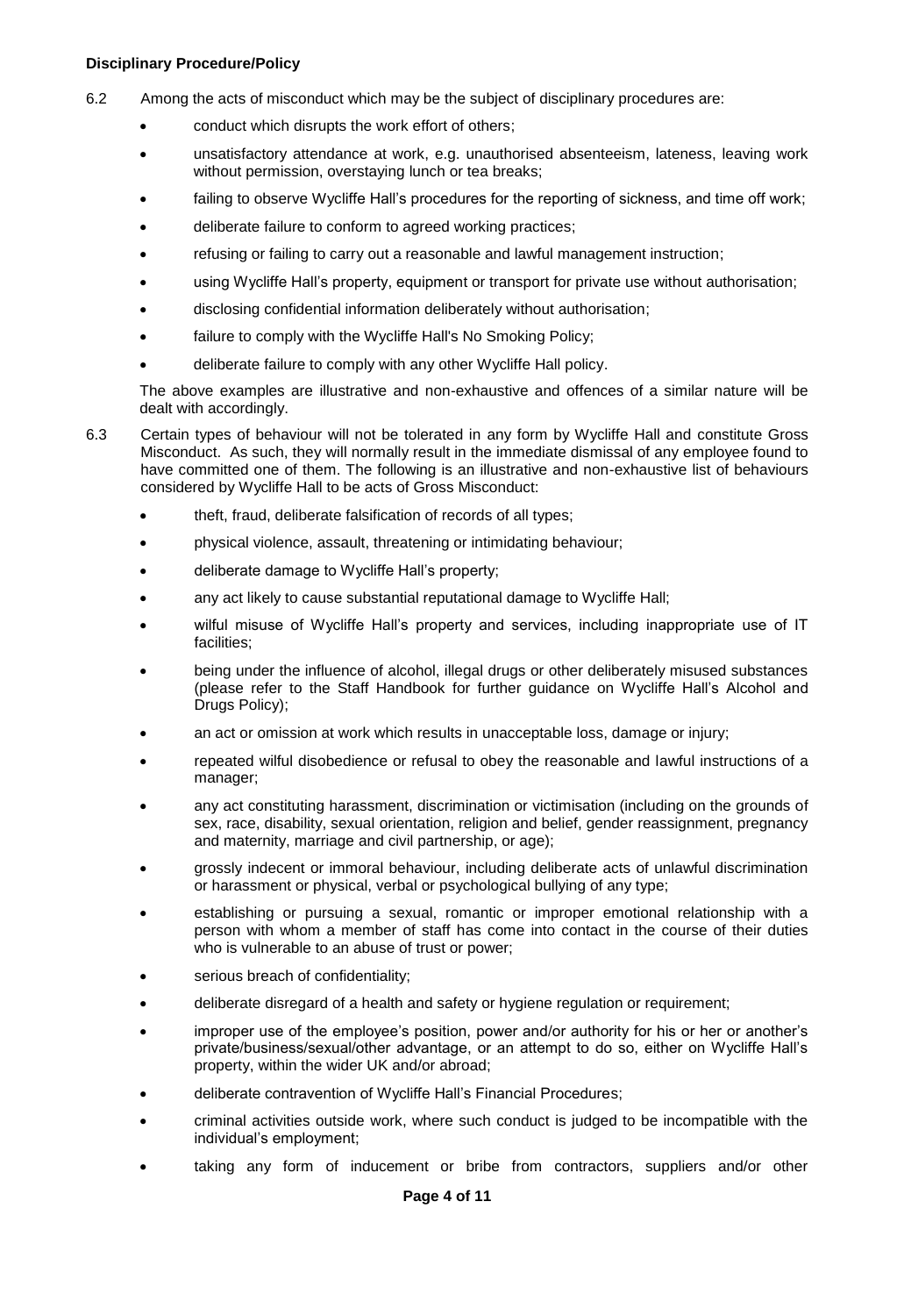**Disciplinary Procedure/Policy**

6.2 Among the acts of misconduct which may be the subject of disciplinary procedures are:

- conduct which disrupts the work effort of others;
- unsatisfactory attendance at work, e.g. unauthorised absenteeism, lateness, leaving work without permission, overstaying lunch or tea breaks;
- failing to observe Wycliffe Hall's procedures for the reporting of sickness, and time off work;
- deliberate failure to conform to agreed working practices;
- refusing or failing to carry out a reasonable and lawful management instruction;
- using Wycliffe Hall's property, equipment or transport for private use without authorisation;
- disclosing confidential information deliberately without authorisation;
- failure to comply with the Wycliffe Hall's No Smoking Policy;
- deliberate failure to comply with any other Wycliffe Hall policy.

The above examples are illustrative and non-exhaustive and offences of a similar nature will be dealt with accordingly.

6.3 Certain types of behaviour will not be tolerated in any form by Wycliffe Hall and constitute Gross Misconduct. As such, they will normally result in the immediate dismissal of any employee found to have committed one of them. The following is an illustrative and non-exhaustive list of behaviours considered by Wycliffe Hall to be acts of Gross Misconduct:

- theft, fraud, deliberate falsification of records of all types;
- physical violence, assault, threatening or intimidating behaviour;
- deliberate damage to Wycliffe Hall's property;
- any act likely to cause substantial reputational damage to Wycliffe Hall;
- wilful misuse of Wycliffe Hall's property and services, including inappropriate use of IT facilities;
- being under the influence of alcohol, illegal drugs or other deliberately misused substances (please refer to the Staff Handbook for further guidance on Wycliffe Hall's Alcohol and Drugs Policy);
- an act or omission at work which results in unacceptable loss, damage or injury;
- repeated wilful disobedience or refusal to obey the reasonable and lawful instructions of a manager;
- any act constituting harassment, discrimination or victimisation (including on the grounds of sex, race, disability, sexual orientation, religion and belief, gender reassignment, pregnancy and maternity, marriage and civil partnership, or age);
- grossly indecent or immoral behaviour, including deliberate acts of unlawful discrimination or harassment or physical, verbal or psychological bullying of any type;
- establishing or pursuing a sexual, romantic or improper emotional relationship with a person with whom a member of staff has come into contact in the course of their duties who is vulnerable to an abuse of trust or power;
- serious breach of confidentiality;
- deliberate disregard of a health and safety or hygiene regulation or requirement;
- improper use of the employee's position, power and/or authority for his or her or another's private/business/sexual/other advantage, or an attempt to do so, either on Wycliffe Hall's property, within the wider UK and/or abroad;
- deliberate contravention of Wycliffe Hall's Financial Procedures;
- criminal activities outside work, where such conduct is judged to be incompatible with the individual's employment;
- taking any form of inducement or bribe from contractors, suppliers and/or other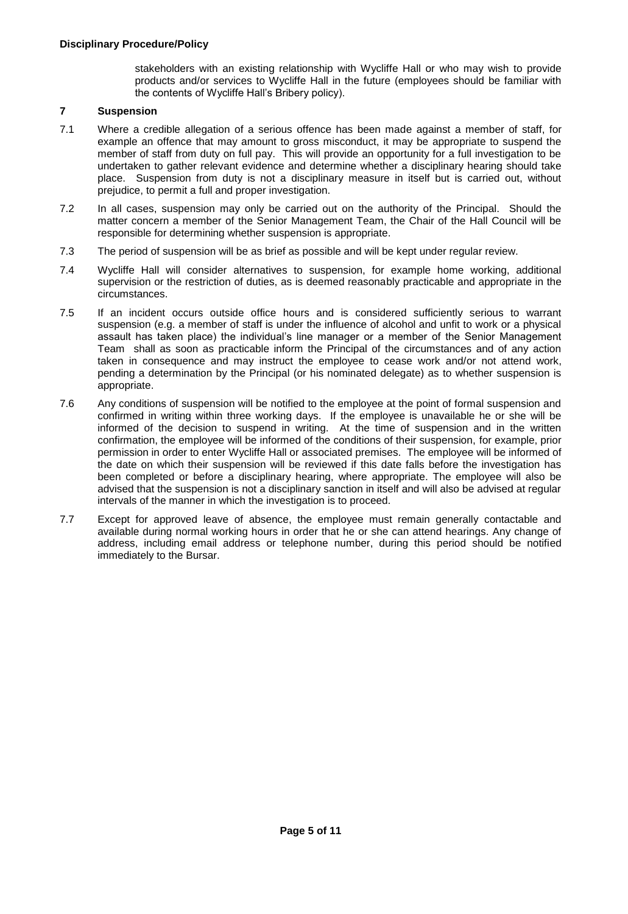stakeholders with an existing relationship with Wycliffe Hall or who may wish to provide products and/or services to Wycliffe Hall in the future (employees should be familiar with the contents of Wycliffe Hall's Bribery policy).

## 7 Suspension

7.1 Where a credible allegation of a serious offence has been made against a member of staff, for example an offence that may amount to gross misconduct, it may be appropriate to suspend the member of staff from duty on full pay. This will provide an opportunity for a full investigation to be undertaken to gather relevant evidence and determine whether a disciplinary hearing should take place. Suspension from duty is not a disciplinary measure in itself but is carried out, without prejudice, to permit a full and proper investigation.

7.2 In all cases, suspension may only be carried out on the authority of the Principal. Should the matter concern a member of the Senior Management Team, the Chair of the Hall Council will be responsible for determining whether suspension is appropriate.

7.3 The period of suspension will be as brief as possible and will be kept under regular review.

7.4 Wycliffe Hall will consider alternatives to suspension, for example home working, additional supervision or the restriction of duties, as is deemed reasonably practicable and appropriate in the circumstances.

7.5 If an incident occurs outside office hours and is considered sufficiently serious to warrant suspension (e.g. a member of staff is under the influence of alcohol and unfit to work or a physical assault has taken place) the individual's line manager or a member of the Senior Management Team shall as soon as practicable inform the Principal of the circumstances and of any action taken in consequence and may instruct the employee to cease work and/or not attend work, pending a determination by the Principal (or his nominated delegate) as to whether suspension is appropriate.

7.6 Any conditions of suspension will be notified to the employee at the point of formal suspension and confirmed in writing within three working days. If the employee is unavailable he or she will be informed of the decision to suspend in writing. At the time of suspension and in the written confirmation, the employee will be informed of the conditions of their suspension, for example, prior permission in order to enter Wycliffe Hall or associated premises. The employee will be informed of the date on which their suspension will be reviewed if this date falls before the investigation has been completed or before a disciplinary hearing, where appropriate. The employee will also be advised that the suspension is not a disciplinary sanction in itself and will also be advised at regular intervals of the manner in which the investigation is to proceed.

7.7 Except for approved leave of absence, the employee must remain generally contactable and available during normal working hours in order that he or she can attend hearings. Any change of address, including email address or telephone number, during this period should be notified immediately to the Bursar.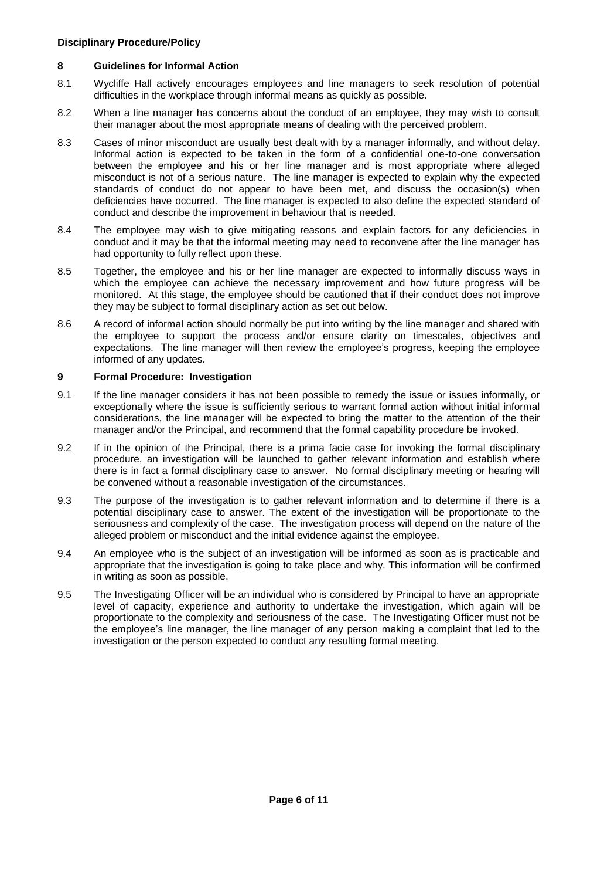**Disciplinary Procedure/Policy**

## 8 Guidelines for Informal Action

8.1 Wycliffe Hall actively encourages employees and line managers to seek resolution of potential difficulties in the workplace through informal means as quickly as possible.

8.2 When a line manager has concerns about the conduct of an employee, they may wish to consult their manager about the most appropriate means of dealing with the perceived problem.

8.3 Cases of minor misconduct are usually best dealt with by a manager informally, and without delay. Informal action is expected to be taken in the form of a confidential one-to-one conversation between the employee and his or her line manager and is most appropriate where alleged misconduct is not of a serious nature. The line manager is expected to explain why the expected standards of conduct do not appear to have been met, and discuss the occasion(s) when deficiencies have occurred. The line manager is expected to also define the expected standard of conduct and describe the improvement in behaviour that is needed.

8.4 The employee may wish to give mitigating reasons and explain factors for any deficiencies in conduct and it may be that the informal meeting may need to reconvene after the line manager has had opportunity to fully reflect upon these.

8.5 Together, the employee and his or her line manager are expected to informally discuss ways in which the employee can achieve the necessary improvement and how future progress will be monitored. At this stage, the employee should be cautioned that if their conduct does not improve they may be subject to formal disciplinary action as set out below.

8.6 A record of informal action should normally be put into writing by the line manager and shared with the employee to support the process and/or ensure clarity on timescales, objectives and expectations. The line manager will then review the employee's progress, keeping the employee informed of any updates.

## 9 Formal Procedure: Investigation

9.1 If the line manager considers it has not been possible to remedy the issue or issues informally, or exceptionally where the issue is sufficiently serious to warrant formal action without initial informal considerations, the line manager will be expected to bring the matter to the attention of the their manager and/or the Principal, and recommend that the formal capability procedure be invoked.

9.2 If in the opinion of the Principal, there is a prima facie case for invoking the formal disciplinary procedure, an investigation will be launched to gather relevant information and establish where there is in fact a formal disciplinary case to answer. No formal disciplinary meeting or hearing will be convened without a reasonable investigation of the circumstances.

9.3 The purpose of the investigation is to gather relevant information and to determine if there is a potential disciplinary case to answer. The extent of the investigation will be proportionate to the seriousness and complexity of the case. The investigation process will depend on the nature of the alleged problem or misconduct and the initial evidence against the employee.

9.4 An employee who is the subject of an investigation will be informed as soon as is practicable and appropriate that the investigation is going to take place and why. This information will be confirmed in writing as soon as possible.

9.5 The Investigating Officer will be an individual who is considered by Principal to have an appropriate level of capacity, experience and authority to undertake the investigation, which again will be proportionate to the complexity and seriousness of the case. The Investigating Officer must not be the employee's line manager, the line manager of any person making a complaint that led to the investigation or the person expected to conduct any resulting formal meeting.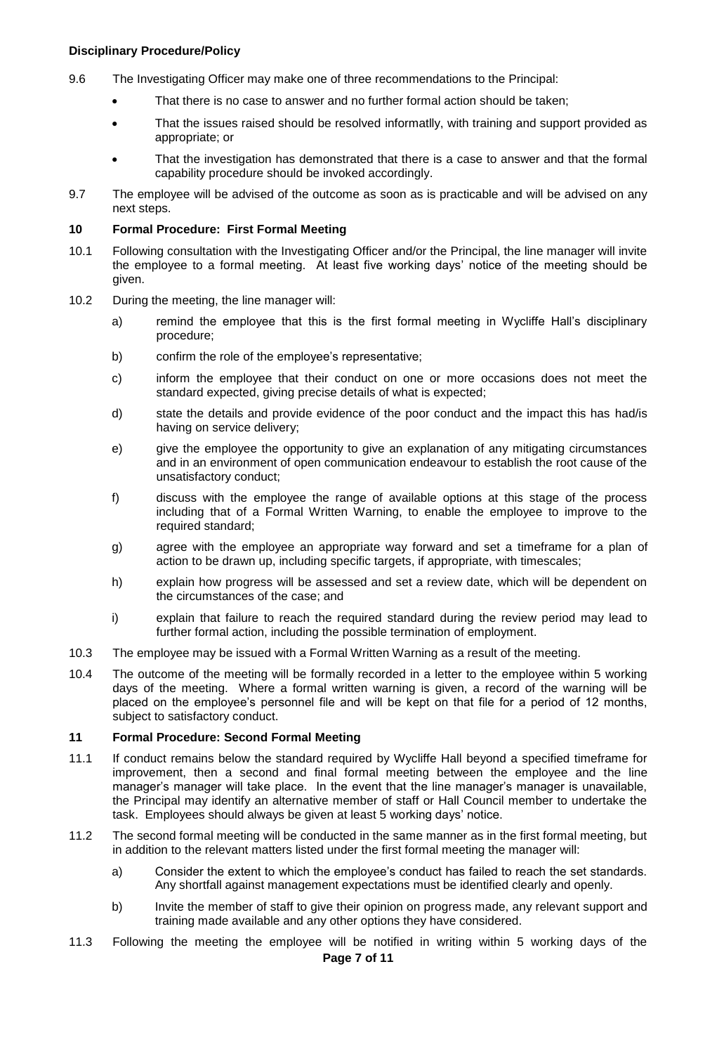9.6 The Investigating Officer may make one of three recommendations to the Principal:

- That there is no case to answer and no further formal action should be taken;
- That the issues raised should be resolved informatlly, with training and support provided as appropriate; or
- That the investigation has demonstrated that there is a case to answer and that the formal capability procedure should be invoked accordingly.

9.7 The employee will be advised of the outcome as soon as is practicable and will be advised on any next steps.

## 10 Formal Procedure: First Formal Meeting

10.1 Following consultation with the Investigating Officer and/or the Principal, the line manager will invite the employee to a formal meeting. At least five working days' notice of the meeting should be given.

10.2 During the meeting, the line manager will:

a) remind the employee that this is the first formal meeting in Wycliffe Hall's disciplinary procedure;

b) confirm the role of the employee's representative;

c) inform the employee that their conduct on one or more occasions does not meet the standard expected, giving precise details of what is expected;

d) state the details and provide evidence of the poor conduct and the impact this has had/is having on service delivery;

e) give the employee the opportunity to give an explanation of any mitigating circumstances and in an environment of open communication endeavour to establish the root cause of the unsatisfactory conduct;

f) discuss with the employee the range of available options at this stage of the process including that of a Formal Written Warning, to enable the employee to improve to the required standard;

g) agree with the employee an appropriate way forward and set a timeframe for a plan of action to be drawn up, including specific targets, if appropriate, with timescales;

h) explain how progress will be assessed and set a review date, which will be dependent on the circumstances of the case; and

i) explain that failure to reach the required standard during the review period may lead to further formal action, including the possible termination of employment.

10.3 The employee may be issued with a Formal Written Warning as a result of the meeting.

10.4 The outcome of the meeting will be formally recorded in a letter to the employee within 5 working days of the meeting. Where a formal written warning is given, a record of the warning will be placed on the employee's personnel file and will be kept on that file for a period of 12 months, subject to satisfactory conduct.

## 11 Formal Procedure: Second Formal Meeting

11.1 If conduct remains below the standard required by Wycliffe Hall beyond a specified timeframe for improvement, then a second and final formal meeting between the employee and the line manager's manager will take place. In the event that the line manager's manager is unavailable, the Principal may identify an alternative member of staff or Hall Council member to undertake the task. Employees should always be given at least 5 working days' notice.

11.2 The second formal meeting will be conducted in the same manner as in the first formal meeting, but in addition to the relevant matters listed under the first formal meeting the manager will:

a) Consider the extent to which the employee's conduct has failed to reach the set standards. Any shortfall against management expectations must be identified clearly and openly.

b) Invite the member of staff to give their opinion on progress made, any relevant support and training made available and any other options they have considered.

11.3 Following the meeting the employee will be notified in writing within 5 working days of the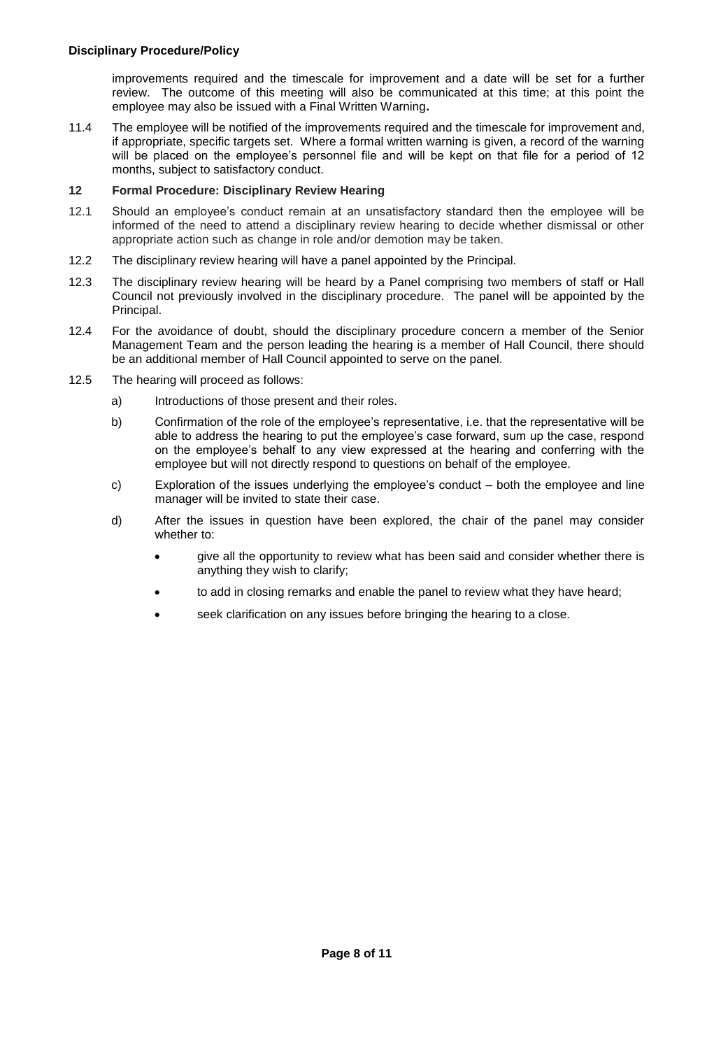improvements required and the timescale for improvement and a date will be set for a further review. The outcome of this meeting will also be communicated at this time; at this point the employee may also be issued with a Final Written Warning**.**

11.4 The employee will be notified of the improvements required and the timescale for improvement and, if appropriate, specific targets set. Where a formal written warning is given, a record of the warning will be placed on the employee's personnel file and will be kept on that file for a period of 12 months, subject to satisfactory conduct.

### 12 Formal Procedure: Disciplinary Review Hearing

12.1 Should an employee's conduct remain at an unsatisfactory standard then the employee will be informed of the need to attend a disciplinary review hearing to decide whether dismissal or other appropriate action such as change in role and/or demotion may be taken.

12.2 The disciplinary review hearing will have a panel appointed by the Principal.

12.3 The disciplinary review hearing will be heard by a Panel comprising two members of staff or Hall Council not previously involved in the disciplinary procedure. The panel will be appointed by the Principal.

12.4 For the avoidance of doubt, should the disciplinary procedure concern a member of the Senior Management Team and the person leading the hearing is a member of Hall Council, there should be an additional member of Hall Council appointed to serve on the panel.

12.5 The hearing will proceed as follows:

a) Introductions of those present and their roles.

b) Confirmation of the role of the employee's representative, i.e. that the representative will be able to address the hearing to put the employee's case forward, sum up the case, respond on the employee's behalf to any view expressed at the hearing and conferring with the employee but will not directly respond to questions on behalf of the employee.

c) Exploration of the issues underlying the employee's conduct – both the employee and line manager will be invited to state their case.

d) After the issues in question have been explored, the chair of the panel may consider whether to:

- give all the opportunity to review what has been said and consider whether there is anything they wish to clarify;
- to add in closing remarks and enable the panel to review what they have heard;
- seek clarification on any issues before bringing the hearing to a close.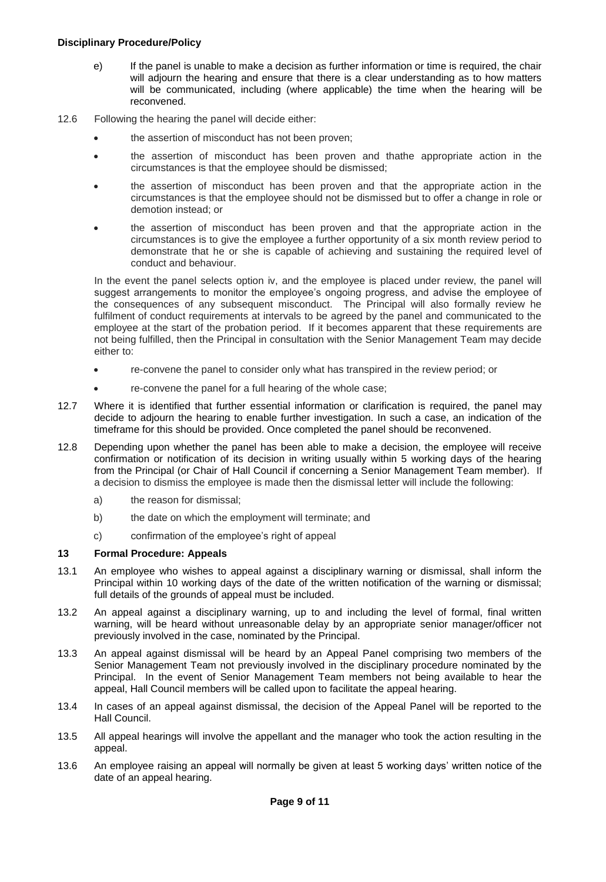e) If the panel is unable to make a decision as further information or time is required, the chair will adjourn the hearing and ensure that there is a clear understanding as to how matters will be communicated, including (where applicable) the time when the hearing will be reconvened.

12.6 Following the hearing the panel will decide either:

- the assertion of misconduct has not been proven;
- the assertion of misconduct has been proven and thathe appropriate action in the circumstances is that the employee should be dismissed;
- the assertion of misconduct has been proven and that the appropriate action in the circumstances is that the employee should not be dismissed but to offer a change in role or demotion instead; or
- the assertion of misconduct has been proven and that the appropriate action in the circumstances is to give the employee a further opportunity of a six month review period to demonstrate that he or she is capable of achieving and sustaining the required level of conduct and behaviour.

In the event the panel selects option iv, and the employee is placed under review, the panel will suggest arrangements to monitor the employee's ongoing progress, and advise the employee of the consequences of any subsequent misconduct. The Principal will also formally review he fulfilment of conduct requirements at intervals to be agreed by the panel and communicated to the employee at the start of the probation period. If it becomes apparent that these requirements are not being fulfilled, then the Principal in consultation with the Senior Management Team may decide either to:

- re-convene the panel to consider only what has transpired in the review period; or
- re-convene the panel for a full hearing of the whole case;

12.7 Where it is identified that further essential information or clarification is required, the panel may decide to adjourn the hearing to enable further investigation. In such a case, an indication of the timeframe for this should be provided. Once completed the panel should be reconvened.

12.8 Depending upon whether the panel has been able to make a decision, the employee will receive confirmation or notification of its decision in writing usually within 5 working days of the hearing from the Principal (or Chair of Hall Council if concerning a Senior Management Team member). If a decision to dismiss the employee is made then the dismissal letter will include the following:

a) the reason for dismissal;

b) the date on which the employment will terminate; and

c) confirmation of the employee's right of appeal

## 13 Formal Procedure: Appeals

13.1 An employee who wishes to appeal against a disciplinary warning or dismissal, shall inform the Principal within 10 working days of the date of the written notification of the warning or dismissal; full details of the grounds of appeal must be included.

13.2 An appeal against a disciplinary warning, up to and including the level of formal, final written warning, will be heard without unreasonable delay by an appropriate senior manager/officer not previously involved in the case, nominated by the Principal.

13.3 An appeal against dismissal will be heard by an Appeal Panel comprising two members of the Senior Management Team not previously involved in the disciplinary procedure nominated by the Principal. In the event of Senior Management Team members not being available to hear the appeal, Hall Council members will be called upon to facilitate the appeal hearing.

13.4 In cases of an appeal against dismissal, the decision of the Appeal Panel will be reported to the Hall Council.

13.5 All appeal hearings will involve the appellant and the manager who took the action resulting in the appeal.

13.6 An employee raising an appeal will normally be given at least 5 working days' written notice of the date of an appeal hearing.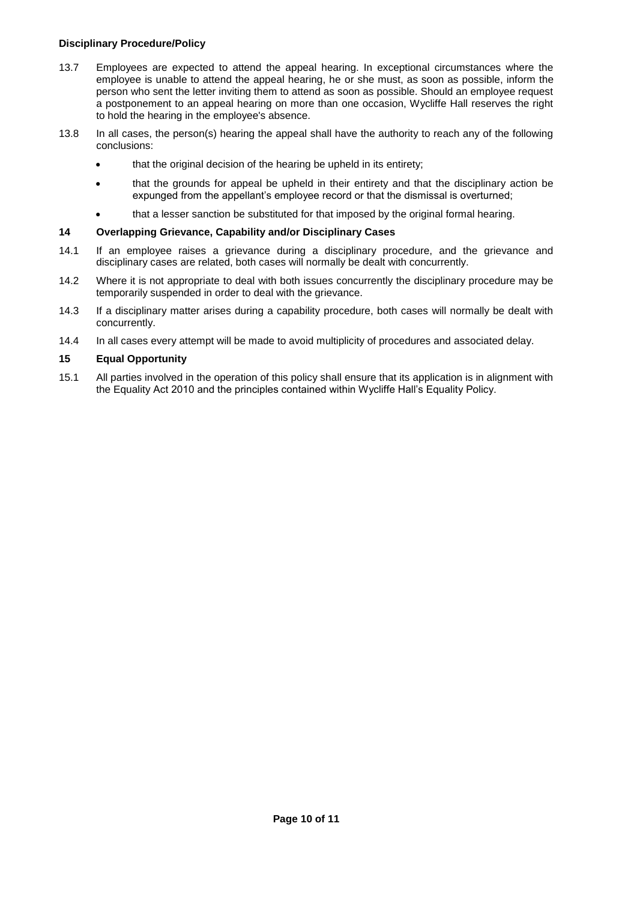13.7 Employees are expected to attend the appeal hearing. In exceptional circumstances where the employee is unable to attend the appeal hearing, he or she must, as soon as possible, inform the person who sent the letter inviting them to attend as soon as possible. Should an employee request a postponement to an appeal hearing on more than one occasion, Wycliffe Hall reserves the right to hold the hearing in the employee's absence.

13.8 In all cases, the person(s) hearing the appeal shall have the authority to reach any of the following conclusions:

- that the original decision of the hearing be upheld in its entirety;
- that the grounds for appeal be upheld in their entirety and that the disciplinary action be expunged from the appellant's employee record or that the dismissal is overturned;
- that a lesser sanction be substituted for that imposed by the original formal hearing.

## 14 Overlapping Grievance, Capability and/or Disciplinary Cases

14.1 If an employee raises a grievance during a disciplinary procedure, and the grievance and disciplinary cases are related, both cases will normally be dealt with concurrently.

14.2 Where it is not appropriate to deal with both issues concurrently the disciplinary procedure may be temporarily suspended in order to deal with the grievance.

14.3 If a disciplinary matter arises during a capability procedure, both cases will normally be dealt with concurrently.

14.4 In all cases every attempt will be made to avoid multiplicity of procedures and associated delay.

## 15 Equal Opportunity

15.1 All parties involved in the operation of this policy shall ensure that its application is in alignment with the Equality Act 2010 and the principles contained within Wycliffe Hall's Equality Policy.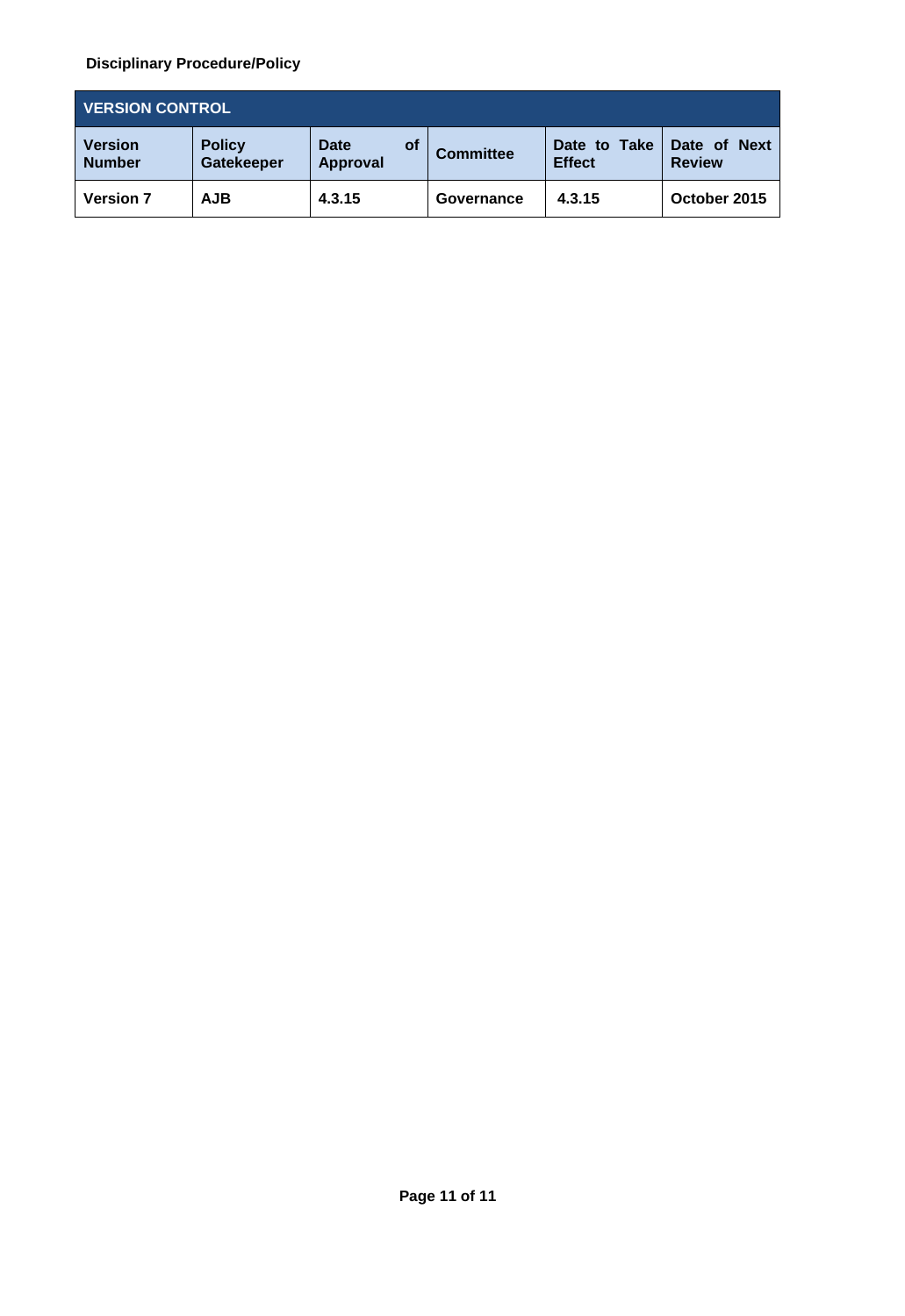**Disciplinary Procedure/Policy**

| VERSION CONTROL | | | | | |
|---|---|---|---|---|---|
| **Version Number** | **Policy Gatekeeper** | **Date of Approval** | **Committee** | **Date to Take Effect** | **Date of Next Review** |
| **Version 7** | **AJB** | **4.3.15** | **Governance** | **4.3.15** | **October 2015** |